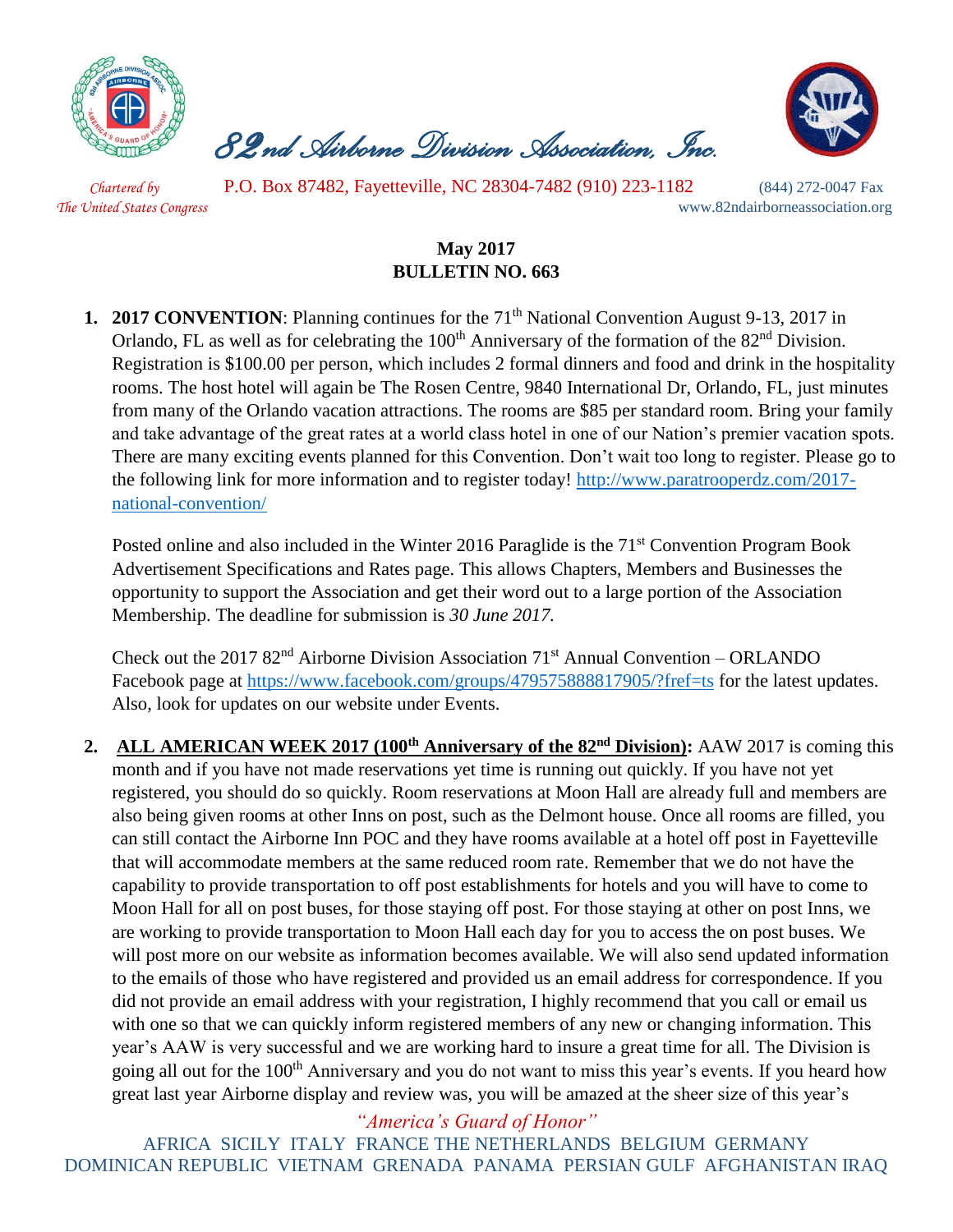# *82nd Airborne Division Association, Inc.*

*Chartered by The United States Congress*

P.O. Box 87482, Fayetteville, NC 28304-7482 (910) 223-1182 (844) 272-0047 Fax

www.82ndairborneassociation.org

**May 2017**
**BULLETIN NO. 663**

1. **2017 CONVENTION**: Planning continues for the 71th National Convention August 9-13, 2017 in Orlando, FL as well as for celebrating the 100th Anniversary of the formation of the 82nd Division. Registration is $100.00 per person, which includes 2 formal dinners and food and drink in the hospitality rooms. The host hotel will again be The Rosen Centre, 9840 International Dr, Orlando, FL, just minutes from many of the Orlando vacation attractions. The rooms are $85 per standard room. Bring your family and take advantage of the great rates at a world class hotel in one of our Nation's premier vacation spots. There are many exciting events planned for this Convention. Don't wait too long to register. Please go to the following link for more information and to register today! http://www.paratrooperdz.com/2017-national-convention/

   Posted online and also included in the Winter 2016 Paraglide is the 71st Convention Program Book Advertisement Specifications and Rates page. This allows Chapters, Members and Businesses the opportunity to support the Association and get their word out to a large portion of the Association Membership. The deadline for submission is *30 June 2017.*

   Check out the 2017 82nd Airborne Division Association 71st Annual Convention – ORLANDO Facebook page at https://www.facebook.com/groups/479575888817905/?fref=ts for the latest updates. Also, look for updates on our website under Events.

2. **ALL AMERICAN WEEK 2017 (100th Anniversary of the 82nd Division):** AAW 2017 is coming this month and if you have not made reservations yet time is running out quickly. If you have not yet registered, you should do so quickly. Room reservations at Moon Hall are already full and members are also being given rooms at other Inns on post, such as the Delmont house. Once all rooms are filled, you can still contact the Airborne Inn POC and they have rooms available at a hotel off post in Fayetteville that will accommodate members at the same reduced room rate. Remember that we do not have the capability to provide transportation to off post establishments for hotels and you will have to come to Moon Hall for all on post buses, for those staying off post. For those staying at other on post Inns, we are working to provide transportation to Moon Hall each day for you to access the on post buses. We will post more on our website as information becomes available. We will also send updated information to the emails of those who have registered and provided us an email address for correspondence. If you did not provide an email address with your registration, I highly recommend that you call or email us with one so that we can quickly inform registered members of any new or changing information. This year's AAW is very successful and we are working hard to insure a great time for all. The Division is going all out for the 100th Anniversary and you do not want to miss this year's events. If you heard how great last year Airborne display and review was, you will be amazed at the sheer size of this year's

*"America's Guard of Honor"*

AFRICA SICILY ITALY FRANCE THE NETHERLANDS BELGIUM GERMANY DOMINICAN REPUBLIC VIETNAM GRENADA PANAMA PERSIAN GULF AFGHANISTAN IRAQ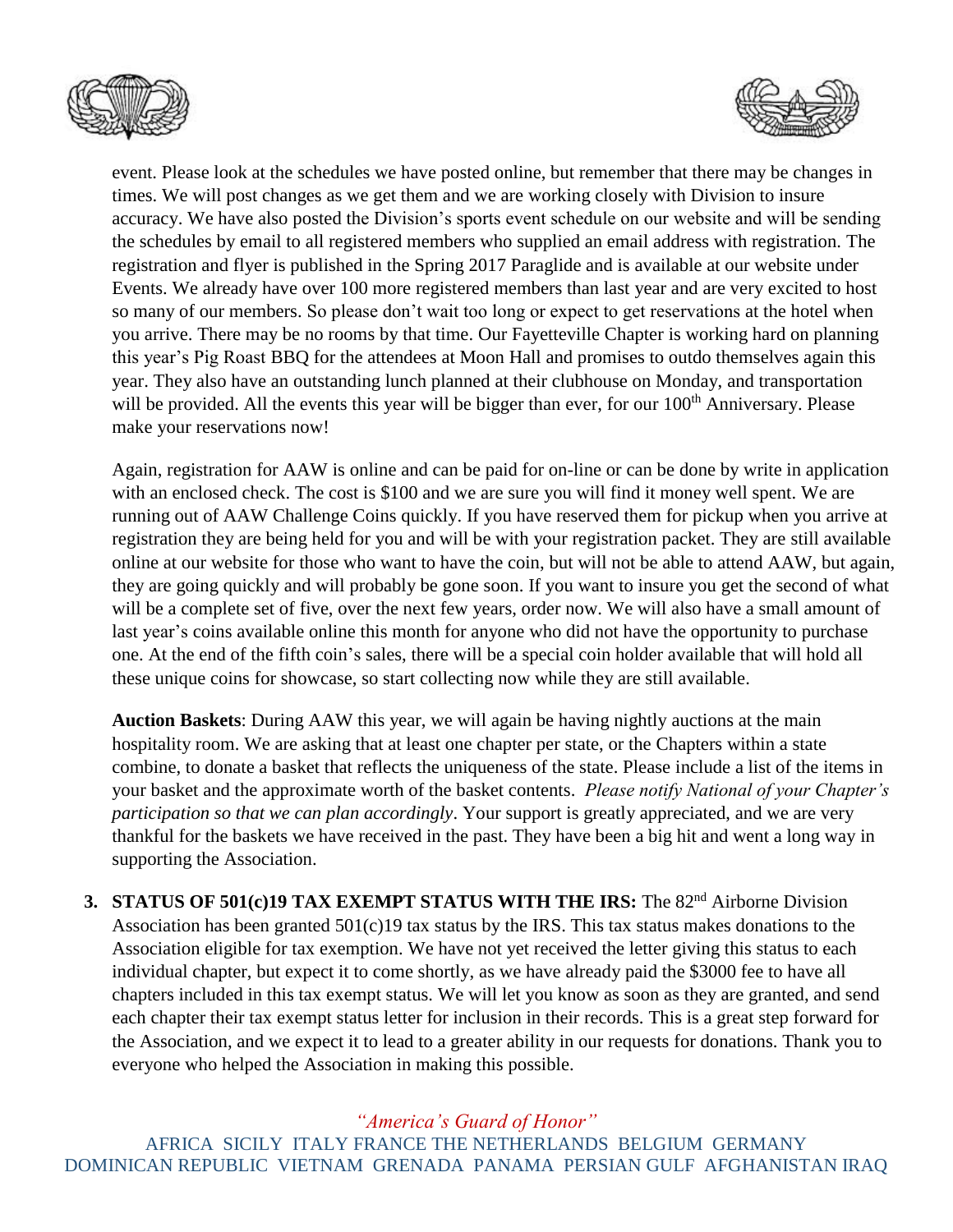event. Please look at the schedules we have posted online, but remember that there may be changes in times. We will post changes as we get them and we are working closely with Division to insure accuracy. We have also posted the Division's sports event schedule on our website and will be sending the schedules by email to all registered members who supplied an email address with registration. The registration and flyer is published in the Spring 2017 Paraglide and is available at our website under Events. We already have over 100 more registered members than last year and are very excited to host so many of our members. So please don't wait too long or expect to get reservations at the hotel when you arrive. There may be no rooms by that time. Our Fayetteville Chapter is working hard on planning this year's Pig Roast BBQ for the attendees at Moon Hall and promises to outdo themselves again this year. They also have an outstanding lunch planned at their clubhouse on Monday, and transportation will be provided. All the events this year will be bigger than ever, for our 100th Anniversary. Please make your reservations now!

Again, registration for AAW is online and can be paid for on-line or can be done by write in application with an enclosed check. The cost is $100 and we are sure you will find it money well spent. We are running out of AAW Challenge Coins quickly. If you have reserved them for pickup when you arrive at registration they are being held for you and will be with your registration packet. They are still available online at our website for those who want to have the coin, but will not be able to attend AAW, but again, they are going quickly and will probably be gone soon. If you want to insure you get the second of what will be a complete set of five, over the next few years, order now. We will also have a small amount of last year's coins available online this month for anyone who did not have the opportunity to purchase one. At the end of the fifth coin's sales, there will be a special coin holder available that will hold all these unique coins for showcase, so start collecting now while they are still available.

**Auction Baskets**: During AAW this year, we will again be having nightly auctions at the main hospitality room. We are asking that at least one chapter per state, or the Chapters within a state combine, to donate a basket that reflects the uniqueness of the state. Please include a list of the items in your basket and the approximate worth of the basket contents. *Please notify National of your Chapter's participation so that we can plan accordingly*. Your support is greatly appreciated, and we are very thankful for the baskets we have received in the past. They have been a big hit and went a long way in supporting the Association.

3. **STATUS OF 501(c)19 TAX EXEMPT STATUS WITH THE IRS:** The 82nd Airborne Division Association has been granted 501(c)19 tax status by the IRS. This tax status makes donations to the Association eligible for tax exemption. We have not yet received the letter giving this status to each individual chapter, but expect it to come shortly, as we have already paid the $3000 fee to have all chapters included in this tax exempt status. We will let you know as soon as they are granted, and send each chapter their tax exempt status letter for inclusion in their records. This is a great step forward for the Association, and we expect it to lead to a greater ability in our requests for donations. Thank you to everyone who helped the Association in making this possible.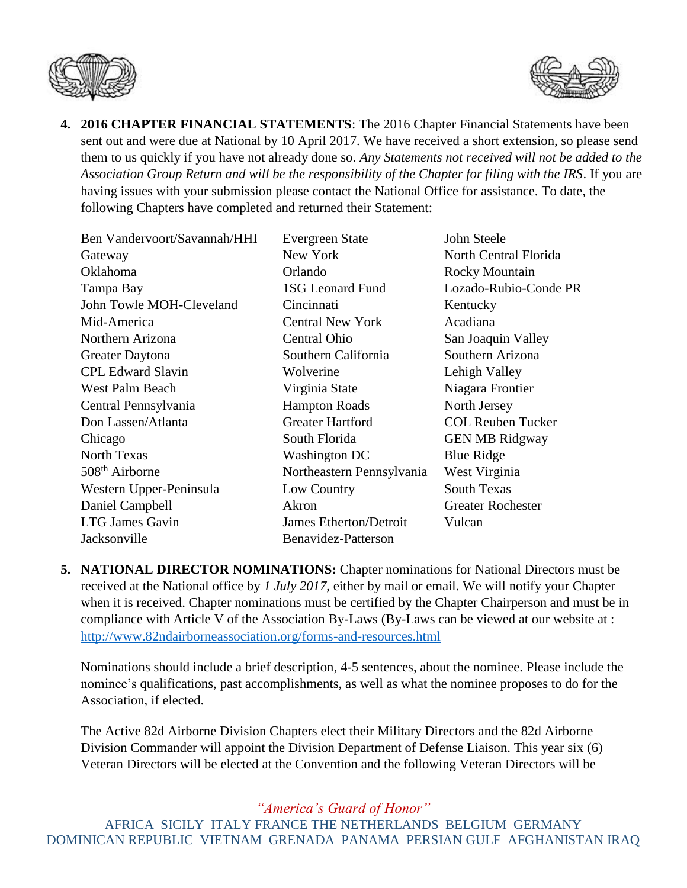4. **2016 CHAPTER FINANCIAL STATEMENTS**: The 2016 Chapter Financial Statements have been sent out and were due at National by 10 April 2017. We have received a short extension, so please send them to us quickly if you have not already done so. *Any Statements not received will not be added to the Association Group Return and will be the responsibility of the Chapter for filing with the IRS*. If you are having issues with your submission please contact the National Office for assistance. To date, the following Chapters have completed and returned their Statement:

| | | |
|---|---|---|
| Ben Vandervoort/Savannah/HHI | Evergreen State | John Steele |
| Gateway | New York | North Central Florida |
| Oklahoma | Orlando | Rocky Mountain |
| Tampa Bay | 1SG Leonard Fund | Lozado-Rubio-Conde PR |
| John Towle MOH-Cleveland | Cincinnati | Kentucky |
| Mid-America | Central New York | Acadiana |
| Northern Arizona | Central Ohio | San Joaquin Valley |
| Greater Daytona | Southern California | Southern Arizona |
| CPL Edward Slavin | Wolverine | Lehigh Valley |
| West Palm Beach | Virginia State | Niagara Frontier |
| Central Pennsylvania | Hampton Roads | North Jersey |
| Don Lassen/Atlanta | Greater Hartford | COL Reuben Tucker |
| Chicago | South Florida | GEN MB Ridgway |
| North Texas | Washington DC | Blue Ridge |
| 508th Airborne | Northeastern Pennsylvania | West Virginia |
| Western Upper-Peninsula | Low Country | South Texas |
| Daniel Campbell | Akron | Greater Rochester |
| LTG James Gavin | James Etherton/Detroit | Vulcan |
| Jacksonville | Benavidez-Patterson | |

5. **NATIONAL DIRECTOR NOMINATIONS:** Chapter nominations for National Directors must be received at the National office by *1 July 2017*, either by mail or email. We will notify your Chapter when it is received. Chapter nominations must be certified by the Chapter Chairperson and must be in compliance with Article V of the Association By-Laws (By-Laws can be viewed at our website at : http://www.82ndairborneassociation.org/forms-and-resources.html

   Nominations should include a brief description, 4-5 sentences, about the nominee. Please include the nominee's qualifications, past accomplishments, as well as what the nominee proposes to do for the Association, if elected.

   The Active 82d Airborne Division Chapters elect their Military Directors and the 82d Airborne Division Commander will appoint the Division Department of Defense Liaison. This year six (6) Veteran Directors will be elected at the Convention and the following Veteran Directors will be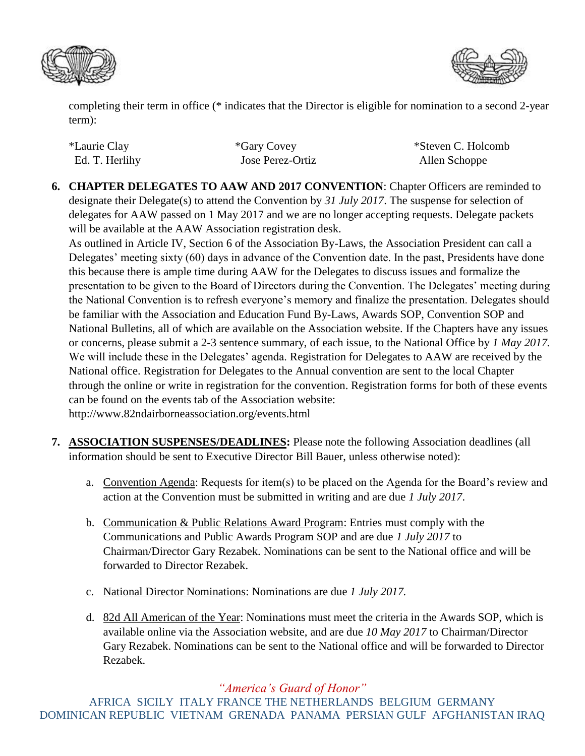completing their term in office (* indicates that the Director is eligible for nomination to a second 2-year term):

| | | |
|---|---|---|
| *Laurie Clay | *Gary Covey | *Steven C. Holcomb |
| Ed. T. Herlihy | Jose Perez-Ortiz | Allen Schoppe |

6. **CHAPTER DELEGATES TO AAW AND 2017 CONVENTION**: Chapter Officers are reminded to designate their Delegate(s) to attend the Convention by *31 July 2017*. The suspense for selection of delegates for AAW passed on 1 May 2017 and we are no longer accepting requests. Delegate packets will be available at the AAW Association registration desk.
   As outlined in Article IV, Section 6 of the Association By-Laws, the Association President can call a Delegates' meeting sixty (60) days in advance of the Convention date. In the past, Presidents have done this because there is ample time during AAW for the Delegates to discuss issues and formalize the presentation to be given to the Board of Directors during the Convention. The Delegates' meeting during the National Convention is to refresh everyone's memory and finalize the presentation. Delegates should be familiar with the Association and Education Fund By-Laws, Awards SOP, Convention SOP and National Bulletins, all of which are available on the Association website. If the Chapters have any issues or concerns, please submit a 2-3 sentence summary, of each issue, to the National Office by *1 May 2017.* We will include these in the Delegates' agenda. Registration for Delegates to AAW are received by the National office. Registration for Delegates to the Annual convention are sent to the local Chapter through the online or write in registration for the convention. Registration forms for both of these events can be found on the events tab of the Association website: http://www.82ndairborneassociation.org/events.html

7. **ASSOCIATION SUSPENSES/DEADLINES:** Please note the following Association deadlines (all information should be sent to Executive Director Bill Bauer, unless otherwise noted):

   a. Convention Agenda: Requests for item(s) to be placed on the Agenda for the Board's review and action at the Convention must be submitted in writing and are due *1 July 2017*.

   b. Communication & Public Relations Award Program: Entries must comply with the Communications and Public Awards Program SOP and are due *1 July 2017* to Chairman/Director Gary Rezabek. Nominations can be sent to the National office and will be forwarded to Director Rezabek.

   c. National Director Nominations: Nominations are due *1 July 2017.*

   d. 82d All American of the Year: Nominations must meet the criteria in the Awards SOP, which is available online via the Association website, and are due *10 May 2017* to Chairman/Director Gary Rezabek. Nominations can be sent to the National office and will be forwarded to Director Rezabek.

*"America's Guard of Honor"*

AFRICA SICILY ITALY FRANCE THE NETHERLANDS BELGIUM GERMANY DOMINICAN REPUBLIC VIETNAM GRENADA PANAMA PERSIAN GULF AFGHANISTAN IRAQ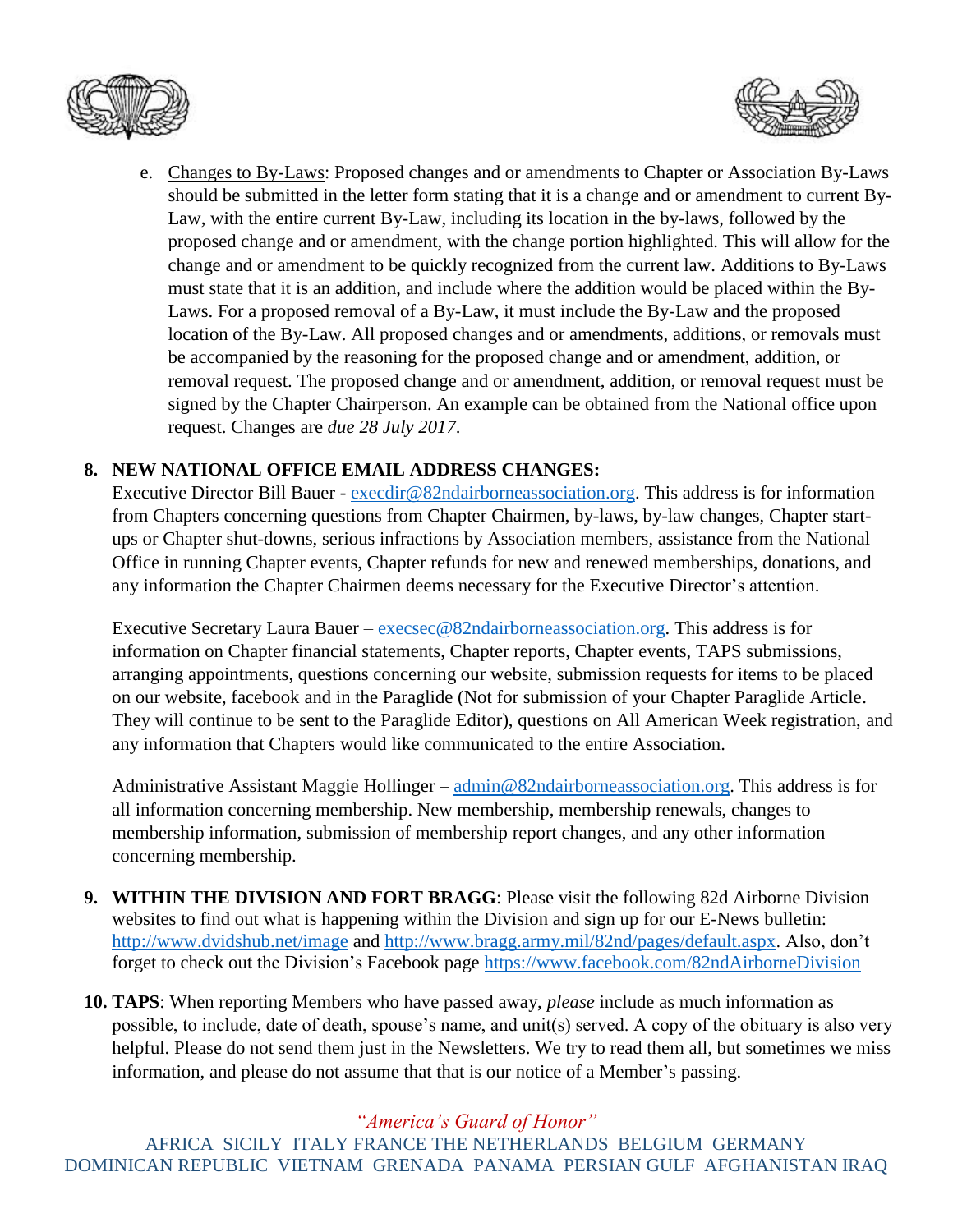e. Changes to By-Laws: Proposed changes and or amendments to Chapter or Association By-Laws should be submitted in the letter form stating that it is a change and or amendment to current By-Law, with the entire current By-Law, including its location in the by-laws, followed by the proposed change and or amendment, with the change portion highlighted. This will allow for the change and or amendment to be quickly recognized from the current law. Additions to By-Laws must state that it is an addition, and include where the addition would be placed within the By-Laws. For a proposed removal of a By-Law, it must include the By-Law and the proposed location of the By-Law. All proposed changes and or amendments, additions, or removals must be accompanied by the reasoning for the proposed change and or amendment, addition, or removal request. The proposed change and or amendment, addition, or removal request must be signed by the Chapter Chairperson. An example can be obtained from the National office upon request. Changes are *due 28 July 2017*.

**8. NEW NATIONAL OFFICE EMAIL ADDRESS CHANGES:**

Executive Director Bill Bauer - execdir@82ndairborneassociation.org. This address is for information from Chapters concerning questions from Chapter Chairmen, by-laws, by-law changes, Chapter start-ups or Chapter shut-downs, serious infractions by Association members, assistance from the National Office in running Chapter events, Chapter refunds for new and renewed memberships, donations, and any information the Chapter Chairmen deems necessary for the Executive Director's attention.

Executive Secretary Laura Bauer – execsec@82ndairborneassociation.org. This address is for information on Chapter financial statements, Chapter reports, Chapter events, TAPS submissions, arranging appointments, questions concerning our website, submission requests for items to be placed on our website, facebook and in the Paraglide (Not for submission of your Chapter Paraglide Article. They will continue to be sent to the Paraglide Editor), questions on All American Week registration, and any information that Chapters would like communicated to the entire Association.

Administrative Assistant Maggie Hollinger – admin@82ndairborneassociation.org. This address is for all information concerning membership. New membership, membership renewals, changes to membership information, submission of membership report changes, and any other information concerning membership.

**9. WITHIN THE DIVISION AND FORT BRAGG**: Please visit the following 82d Airborne Division websites to find out what is happening within the Division and sign up for our E-News bulletin: http://www.dvidshub.net/image and http://www.bragg.army.mil/82nd/pages/default.aspx. Also, don't forget to check out the Division's Facebook page https://www.facebook.com/82ndAirborneDivision

**10. TAPS**: When reporting Members who have passed away, *please* include as much information as possible, to include, date of death, spouse's name, and unit(s) served. A copy of the obituary is also very helpful. Please do not send them just in the Newsletters. We try to read them all, but sometimes we miss information, and please do not assume that that is our notice of a Member's passing.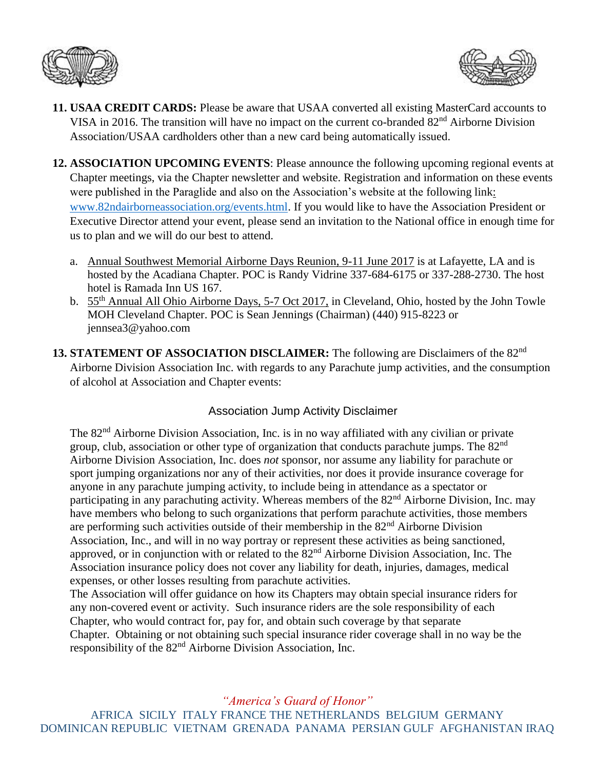11. **USAA CREDIT CARDS:** Please be aware that USAA converted all existing MasterCard accounts to VISA in 2016. The transition will have no impact on the current co-branded 82nd Airborne Division Association/USAA cardholders other than a new card being automatically issued.

12. **ASSOCIATION UPCOMING EVENTS**: Please announce the following upcoming regional events at Chapter meetings, via the Chapter newsletter and website. Registration and information on these events were published in the Paraglide and also on the Association's website at the following link: www.82ndairborneassociation.org/events.html. If you would like to have the Association President or Executive Director attend your event, please send an invitation to the National office in enough time for us to plan and we will do our best to attend.

    a. Annual Southwest Memorial Airborne Days Reunion, 9-11 June 2017 is at Lafayette, LA and is hosted by the Acadiana Chapter. POC is Randy Vidrine 337-684-6175 or 337-288-2730. The host hotel is Ramada Inn US 167.

    b. 55th Annual All Ohio Airborne Days, 5-7 Oct 2017, in Cleveland, Ohio, hosted by the John Towle MOH Cleveland Chapter. POC is Sean Jennings (Chairman) (440) 915-8223 or jennsea3@yahoo.com

13. **STATEMENT OF ASSOCIATION DISCLAIMER:** The following are Disclaimers of the 82nd Airborne Division Association Inc. with regards to any Parachute jump activities, and the consumption of alcohol at Association and Chapter events:

### Association Jump Activity Disclaimer

The 82nd Airborne Division Association, Inc. is in no way affiliated with any civilian or private group, club, association or other type of organization that conducts parachute jumps. The 82nd Airborne Division Association, Inc. does *not* sponsor, nor assume any liability for parachute or sport jumping organizations nor any of their activities, nor does it provide insurance coverage for anyone in any parachute jumping activity, to include being in attendance as a spectator or participating in any parachuting activity. Whereas members of the 82nd Airborne Division, Inc. may have members who belong to such organizations that perform parachute activities, those members are performing such activities outside of their membership in the 82nd Airborne Division Association, Inc., and will in no way portray or represent these activities as being sanctioned, approved, or in conjunction with or related to the 82nd Airborne Division Association, Inc. The Association insurance policy does not cover any liability for death, injuries, damages, medical expenses, or other losses resulting from parachute activities.

The Association will offer guidance on how its Chapters may obtain special insurance riders for any non-covered event or activity. Such insurance riders are the sole responsibility of each Chapter, who would contract for, pay for, and obtain such coverage by that separate Chapter. Obtaining or not obtaining such special insurance rider coverage shall in no way be the responsibility of the 82nd Airborne Division Association, Inc.

*"America's Guard of Honor"*

AFRICA SICILY ITALY FRANCE THE NETHERLANDS BELGIUM GERMANY DOMINICAN REPUBLIC VIETNAM GRENADA PANAMA PERSIAN GULF AFGHANISTAN IRAQ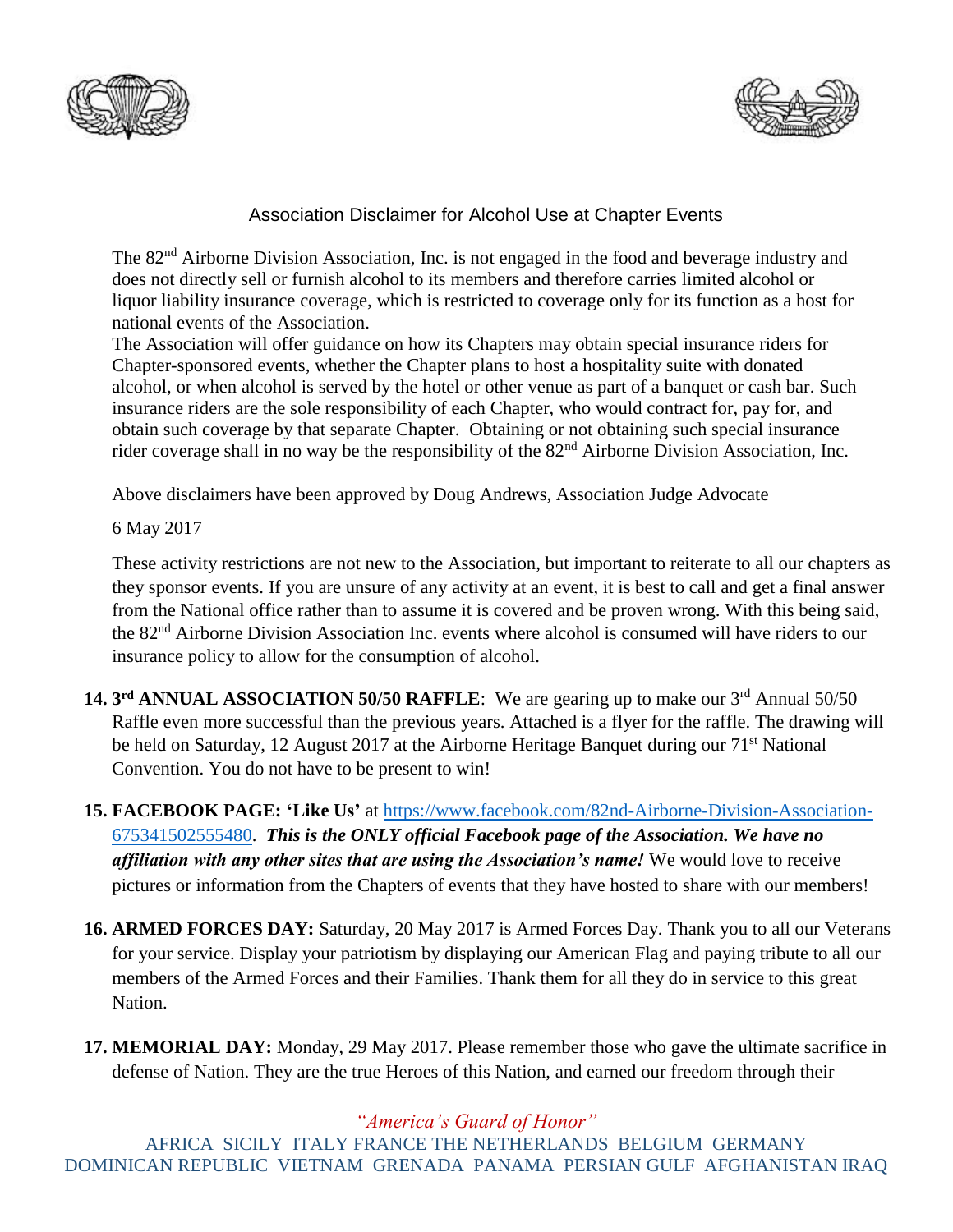Association Disclaimer for Alcohol Use at Chapter Events

The 82nd Airborne Division Association, Inc. is not engaged in the food and beverage industry and does not directly sell or furnish alcohol to its members and therefore carries limited alcohol or liquor liability insurance coverage, which is restricted to coverage only for its function as a host for national events of the Association.
The Association will offer guidance on how its Chapters may obtain special insurance riders for Chapter-sponsored events, whether the Chapter plans to host a hospitality suite with donated alcohol, or when alcohol is served by the hotel or other venue as part of a banquet or cash bar. Such insurance riders are the sole responsibility of each Chapter, who would contract for, pay for, and obtain such coverage by that separate Chapter. Obtaining or not obtaining such special insurance rider coverage shall in no way be the responsibility of the 82nd Airborne Division Association, Inc.

Above disclaimers have been approved by Doug Andrews, Association Judge Advocate

6 May 2017

These activity restrictions are not new to the Association, but important to reiterate to all our chapters as they sponsor events. If you are unsure of any activity at an event, it is best to call and get a final answer from the National office rather than to assume it is covered and be proven wrong. With this being said, the 82nd Airborne Division Association Inc. events where alcohol is consumed will have riders to our insurance policy to allow for the consumption of alcohol.

14. **3rd ANNUAL ASSOCIATION 50/50 RAFFLE**: We are gearing up to make our 3rd Annual 50/50 Raffle even more successful than the previous years. Attached is a flyer for the raffle. The drawing will be held on Saturday, 12 August 2017 at the Airborne Heritage Banquet during our 71st National Convention. You do not have to be present to win!

15. **FACEBOOK PAGE: 'Like Us'** at https://www.facebook.com/82nd-Airborne-Division-Association-675341502555480. ***This is the ONLY official Facebook page of the Association. We have no affiliation with any other sites that are using the Association's name!*** We would love to receive pictures or information from the Chapters of events that they have hosted to share with our members!

16. **ARMED FORCES DAY:** Saturday, 20 May 2017 is Armed Forces Day. Thank you to all our Veterans for your service. Display your patriotism by displaying our American Flag and paying tribute to all our members of the Armed Forces and their Families. Thank them for all they do in service to this great Nation.

17. **MEMORIAL DAY:** Monday, 29 May 2017. Please remember those who gave the ultimate sacrifice in defense of Nation. They are the true Heroes of this Nation, and earned our freedom through their

*"America's Guard of Honor"*

AFRICA SICILY ITALY FRANCE THE NETHERLANDS BELGIUM GERMANY DOMINICAN REPUBLIC VIETNAM GRENADA PANAMA PERSIAN GULF AFGHANISTAN IRAQ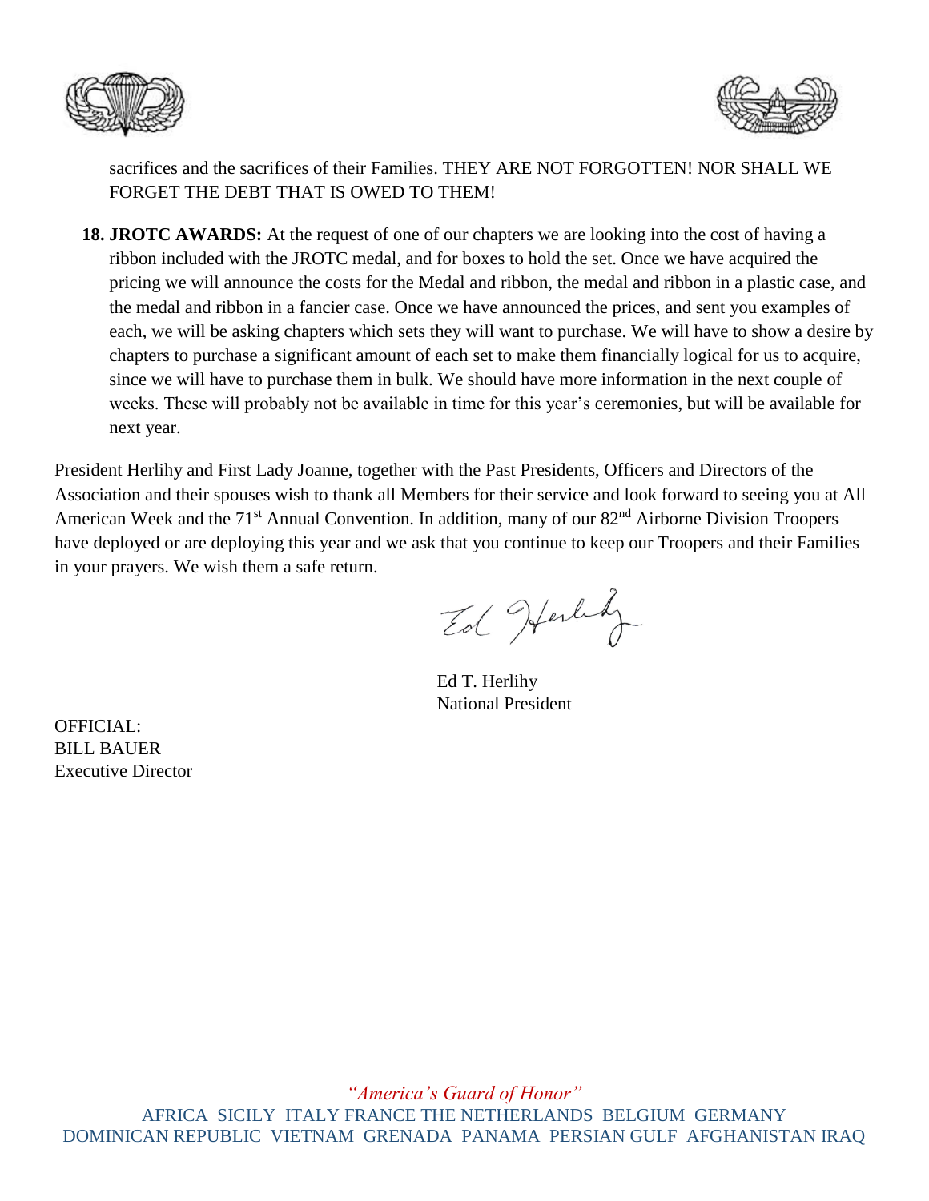sacrifices and the sacrifices of their Families. THEY ARE NOT FORGOTTEN! NOR SHALL WE FORGET THE DEBT THAT IS OWED TO THEM!

18. **JROTC AWARDS:** At the request of one of our chapters we are looking into the cost of having a ribbon included with the JROTC medal, and for boxes to hold the set. Once we have acquired the pricing we will announce the costs for the Medal and ribbon, the medal and ribbon in a plastic case, and the medal and ribbon in a fancier case. Once we have announced the prices, and sent you examples of each, we will be asking chapters which sets they will want to purchase. We will have to show a desire by chapters to purchase a significant amount of each set to make them financially logical for us to acquire, since we will have to purchase them in bulk. We should have more information in the next couple of weeks. These will probably not be available in time for this year's ceremonies, but will be available for next year.

President Herlihy and First Lady Joanne, together with the Past Presidents, Officers and Directors of the Association and their spouses wish to thank all Members for their service and look forward to seeing you at All American Week and the 71st Annual Convention. In addition, many of our 82nd Airborne Division Troopers have deployed or are deploying this year and we ask that you continue to keep our Troopers and their Families in your prayers. We wish them a safe return.

Ed Herlihy

Ed T. Herlihy
National President

OFFICIAL:
BILL BAUER
Executive Director

*"America's Guard of Honor"*

AFRICA SICILY ITALY FRANCE THE NETHERLANDS BELGIUM GERMANY DOMINICAN REPUBLIC VIETNAM GRENADA PANAMA PERSIAN GULF AFGHANISTAN IRAQ